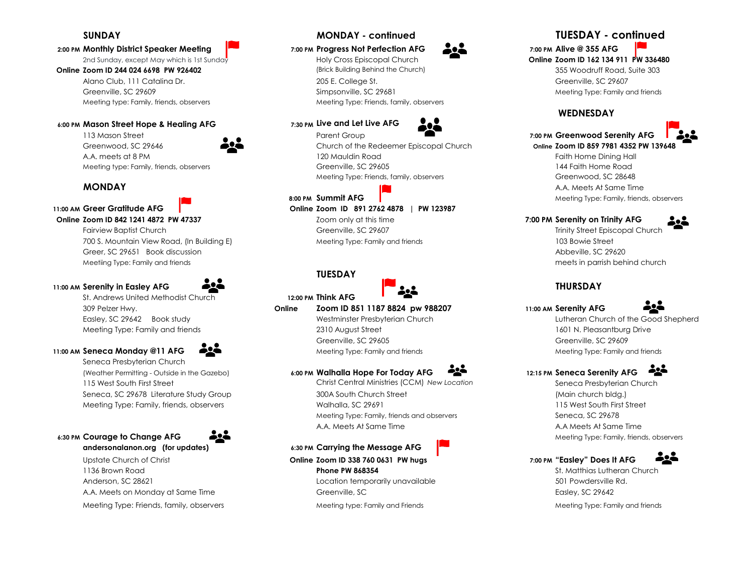## SUNDAY

**2:00 PM Monthly District Speaker Meeting**
2nd Sunday, except May which is 1st Sunday
**Online Zoom ID 244 024 6698 PW 926402**
Alano Club, 111 Catalina Dr.
Greenville, SC 29609
Meeting type: Family, friends, observers

**6:00 PM Mason Street Hope & Healing AFG**
113 Mason Street
Greenwood, SC 29646
A.A. meets at 8 PM
Meeting type: Family, friends, observers

## MONDAY

**11:00 AM Greer Gratitude AFG**
**Online Zoom ID 842 1241 4872 PW 47337**
Fairview Baptist Church
700 S. Mountain View Road, (In Building E)
Greer, SC 29651 Book discussion
Meetiing Type: Family and friends

**11:00 AM Serenity in Easley AFG**
St. Andrews United Methodist Church
309 Pelzer Hwy.
Easley, SC 29642 Book study
Meeting Type: Family and friends

**11:00 AM Seneca Monday @11 AFG**
Seneca Presbyterian Church
(Weather Permitting - Outside in the Gazebo)
115 West South First Street
Seneca, SC 29678 Literature Study Group
Meeting Type: Family, friends, observers

**6:30 PM Courage to Change AFG**
**andersonalanon.org (for updates)**
Upstate Church of Christ
1136 Brown Road
Anderson, SC 28621
A.A. Meets on Monday at Same Time
Meeting Type: Friends, family, observers

## MONDAY - continued

**7:00 PM Progress Not Perfection AFG**
Holy Cross Episcopal Church
(Brick Building Behind the Church)
205 E. College St.
Simpsonville, SC 29681
Meeting Type: Friends, family, observers

**7:30 PM Live and Let Live AFG**
Parent Group
Church of the Redeemer Episcopal Church
120 Mauldin Road
Greenville, SC 29605
Meeting Type: Friends, family, observers

**8:00 PM Summit AFG**
**Online Zoom ID 891 2762 4878 | PW 123987**
Zoom only at this time
Greenville, SC 29607
Meeting Type: Family and friends

## TUESDAY

**12:00 PM Think AFG**
**Online Zoom ID 851 1187 8824 pw 988207**
Westminster Presbyterian Church
2310 August Street
Greenville, SC 29605
Meeting Type: Family and friends

**6:00 PM Walhalla Hope For Today AFG**
Christ Central Ministries (CCM) *New Location*
300A South Church Street
Walhalla, SC 29691
Meeting Type: Family, friends and observers
A.A. Meets At Same Time

**6:30 PM Carrying the Message AFG**
**Online Zoom ID 338 760 0631 PW hugs**
**Phone PW 868354**
Location temporarily unavailable
Greenville, SC
Meeting type: Family and Friends

## TUESDAY - continued

**7:00 PM Alive @ 355 AFG**
**Online Zoom ID 162 134 911 PW 336480**
355 Woodruff Road, Suite 303
Greenville, SC 29607
Meeting Type: Family and friends

## WEDNESDAY

**7:00 PM Greenwood Serenity AFG**
**Online Zoom ID 859 7981 4352 PW 139648**
Faith Home Dining Hall
144 Faith Home Road
Greenwood, SC 28648
A.A. Meets At Same Time
Meeting Type: Family, friends, observers

**7:00 PM Serenity on Trinity AFG**
Trinity Street Episcopal Church
103 Bowie Street
Abbeville, SC 29620
meets in parrish behind church

## THURSDAY

**11:00 AM Serenity AFG**
Lutheran Church of the Good Shepherd
1601 N. Pleasantburg Drive
Greenville, SC 29609
Meeting Type: Family and friends

**12:15 PM Seneca Serenity AFG**
Seneca Presbyterian Church
(Main church bldg.)
115 West South First Street
Seneca, SC 29678
A.A Meets At Same Time
Meeting Type: Family, friends, observers

**7:00 PM "Easley" Does It AFG**
St. Matthias Lutheran Church
501 Powdersville Rd.
Easley, SC 29642
Meeting Type: Family and friends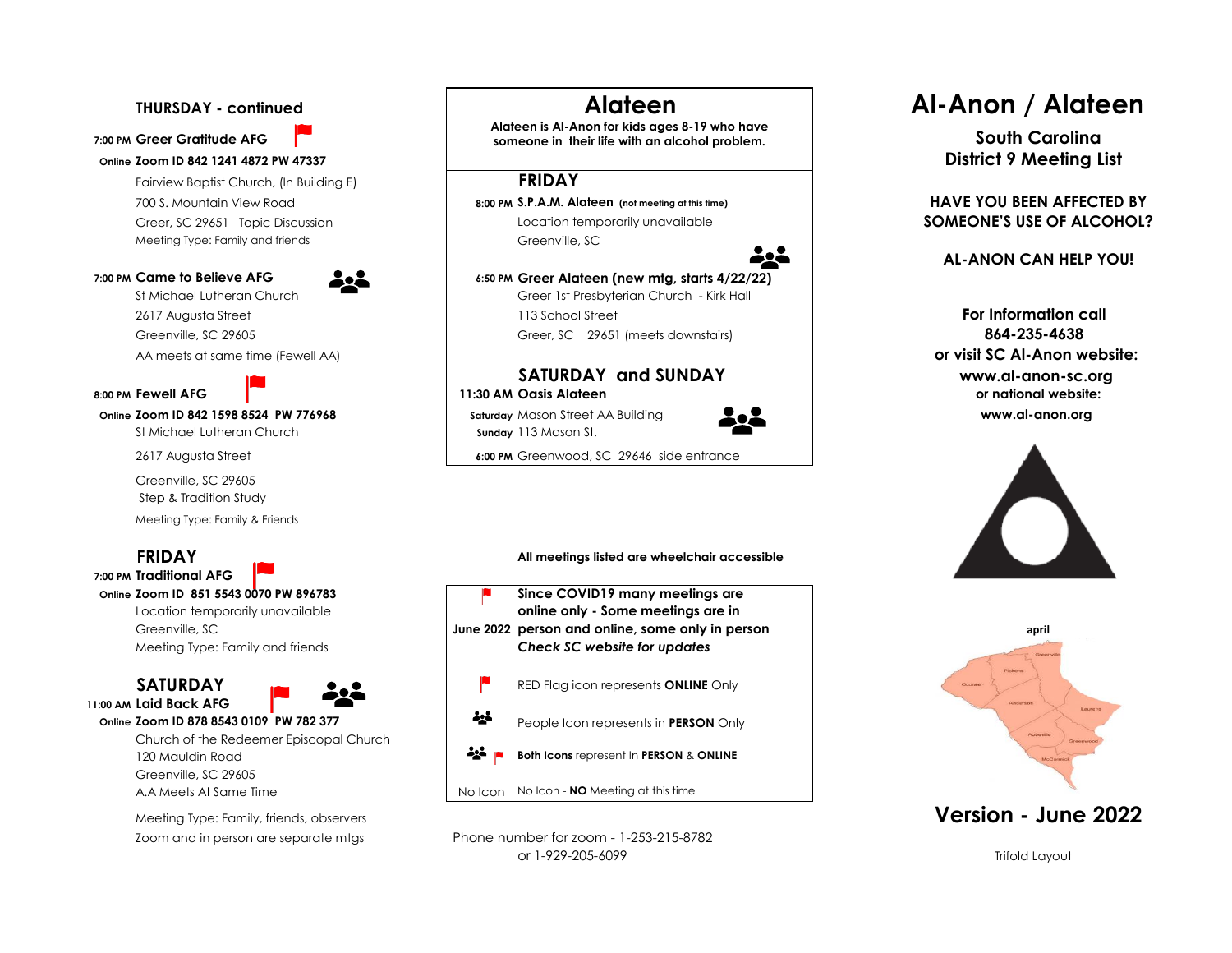### THURSDAY - continued

**7:00 PM Greer Gratitude AFG**
**Online Zoom ID 842 1241 4872 PW 47337**
Fairview Baptist Church, (In Building E)
700 S. Mountain View Road
Greer, SC 29651 Topic Discussion
Meeting Type: Family and friends

**7:00 PM Came to Believe AFG**
St Michael Lutheran Church
2617 Augusta Street
Greenville, SC 29605
AA meets at same time (Fewell AA)

**8:00 PM Fewell AFG**
**Online Zoom ID 842 1598 8524 PW 776968**
St Michael Lutheran Church
2617 Augusta Street
Greenville, SC 29605
Step & Tradition Study
Meeting Type: Family & Friends

### FRIDAY

**7:00 PM Traditional AFG**
**Online Zoom ID 851 5543 0070 PW 896783**
Location temporarily unavailable
Greenville, SC
Meeting Type: Family and friends

### SATURDAY

**11:00 AM Laid Back AFG**
**Online Zoom ID 878 8543 0109 PW 782 377**
Church of the Redeemer Episcopal Church
120 Mauldin Road
Greenville, SC 29605
A.A Meets At Same Time

Meeting Type: Family, friends, observers
Zoom and in person are separate mtgs

## Alateen

**Alateen is Al-Anon for kids ages 8-19 who have someone in their life with an alcohol problem.**

### FRIDAY

**8:00 PM S.P.A.M. Alateen (not meeting at this time)**
Location temporarily unavailable
Greenville, SC

**6:50 PM Greer Alateen (new mtg, starts 4/22/22)**
Greer 1st Presbyterian Church - Kirk Hall
113 School Street
Greer, SC 29651 (meets downstairs)

### SATURDAY and SUNDAY

**11:30 AM Oasis Alateen**
**Saturday** Mason Street AA Building
**Sunday** 113 Mason St.
**6:00 PM** Greenwood, SC 29646 side entrance

**All meetings listed are wheelchair accessible**

| | |
|---|---|
| June 2022 | **Since COVID19 many meetings are online only - Some meetings are in person and online, some only in person** ***Check SC website for updates*** |
| | RED Flag icon represents **ONLINE** Only |
| | People Icon represents in **PERSON** Only |
| | **Both Icons** represent In **PERSON** & **ONLINE** |
| No Icon | No Icon - **NO** Meeting at this time |

Phone number for zoom - 1-253-215-8782
or 1-929-205-6099

# Al-Anon / Alateen

**South Carolina**
**District 9 Meeting List**

**HAVE YOU BEEN AFFECTED BY SOMEONE'S USE OF ALCOHOL?**

**AL-ANON CAN HELP YOU!**

**For Information call**
**864-235-4638**
**or visit SC Al-Anon website:**
**www.al-anon-sc.org**
**or national website:**
**www.al-anon.org**

april

Greenville
Pickens
Oconee
Anderson
Laurens
Abbeville
Greenwood
McCormick

## Version - June 2022

Trifold Layout